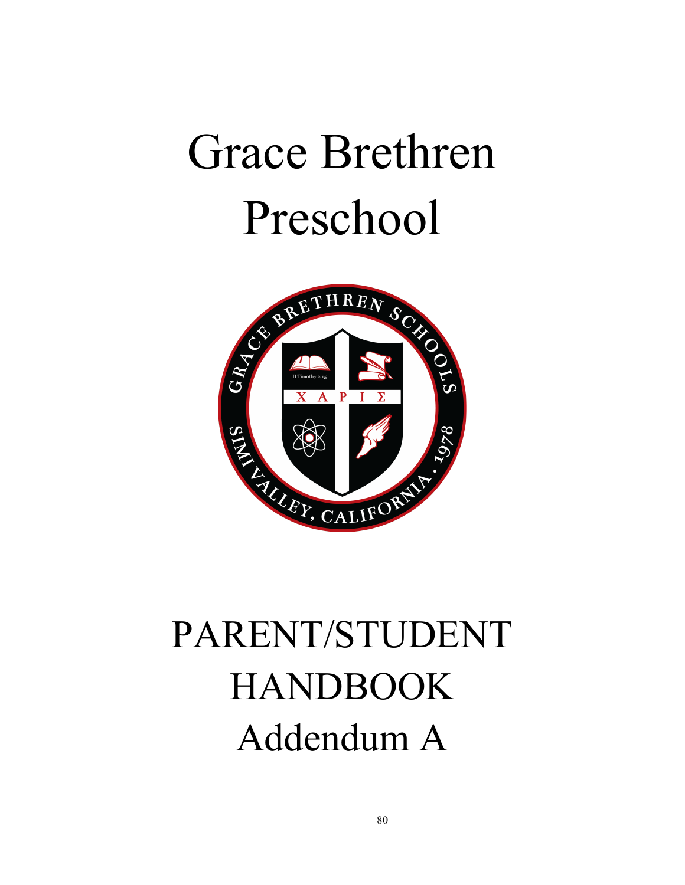# Grace Brethren Preschool

# PARENT/STUDENT HANDBOOK

# Addendum A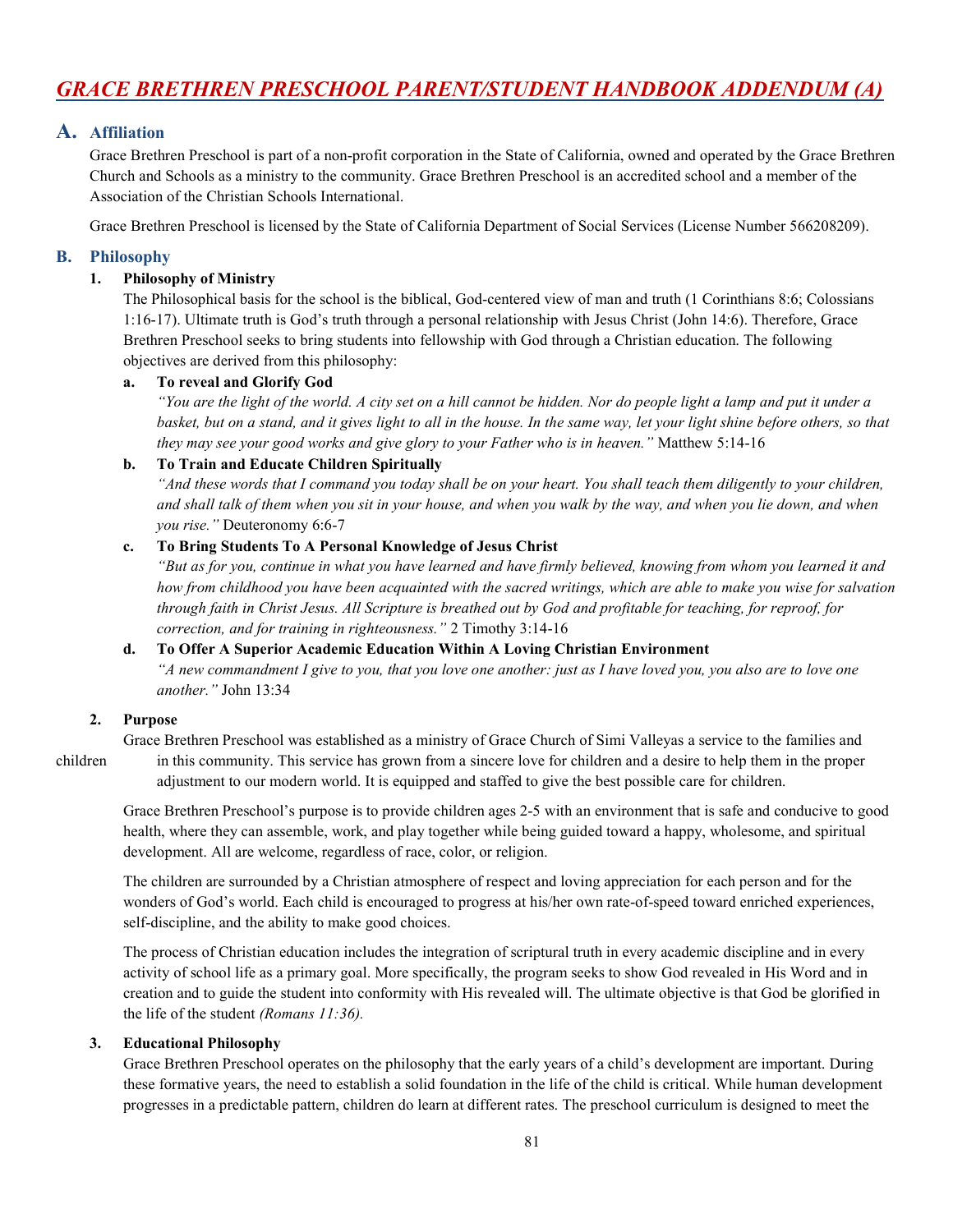# GRACE BRETHREN PRESCHOOL PARENT/STUDENT HANDBOOK ADDENDUM (A)

## A. Affiliation

Grace Brethren Preschool is part of a non-profit corporation in the State of California, owned and operated by the Grace Brethren Church and Schools as a ministry to the community. Grace Brethren Preschool is an accredited school and a member of the Association of the Christian Schools International.

Grace Brethren Preschool is licensed by the State of California Department of Social Services (License Number 566208209).

## B. Philosophy

### 1. Philosophy of Ministry

The Philosophical basis for the school is the biblical, God-centered view of man and truth (1 Corinthians 8:6; Colossians 1:16-17). Ultimate truth is God's truth through a personal relationship with Jesus Christ (John 14:6). Therefore, Grace Brethren Preschool seeks to bring students into fellowship with God through a Christian education. The following objectives are derived from this philosophy:

**a. To reveal and Glorify God**

*"You are the light of the world. A city set on a hill cannot be hidden. Nor do people light a lamp and put it under a basket, but on a stand, and it gives light to all in the house. In the same way, let your light shine before others, so that they may see your good works and give glory to your Father who is in heaven."* Matthew 5:14-16

**b. To Train and Educate Children Spiritually**

*"And these words that I command you today shall be on your heart. You shall teach them diligently to your children, and shall talk of them when you sit in your house, and when you walk by the way, and when you lie down, and when you rise."* Deuteronomy 6:6-7

**c. To Bring Students To A Personal Knowledge of Jesus Christ**

*"But as for you, continue in what you have learned and have firmly believed, knowing from whom you learned it and how from childhood you have been acquainted with the sacred writings, which are able to make you wise for salvation through faith in Christ Jesus. All Scripture is breathed out by God and profitable for teaching, for reproof, for correction, and for training in righteousness."* 2 Timothy 3:14-16

**d. To Offer A Superior Academic Education Within A Loving Christian Environment**

*"A new commandment I give to you, that you love one another: just as I have loved you, you also are to love one another."* John 13:34

### 2. Purpose

Grace Brethren Preschool was established as a ministry of Grace Church of Simi Valleyas a service to the families and children in this community. This service has grown from a sincere love for children and a desire to help them in the proper adjustment to our modern world. It is equipped and staffed to give the best possible care for children.

Grace Brethren Preschool's purpose is to provide children ages 2-5 with an environment that is safe and conducive to good health, where they can assemble, work, and play together while being guided toward a happy, wholesome, and spiritual development. All are welcome, regardless of race, color, or religion.

The children are surrounded by a Christian atmosphere of respect and loving appreciation for each person and for the wonders of God's world. Each child is encouraged to progress at his/her own rate-of-speed toward enriched experiences, self-discipline, and the ability to make good choices.

The process of Christian education includes the integration of scriptural truth in every academic discipline and in every activity of school life as a primary goal. More specifically, the program seeks to show God revealed in His Word and in creation and to guide the student into conformity with His revealed will. The ultimate objective is that God be glorified in the life of the student *(Romans 11:36).*

### 3. Educational Philosophy

Grace Brethren Preschool operates on the philosophy that the early years of a child's development are important. During these formative years, the need to establish a solid foundation in the life of the child is critical. While human development progresses in a predictable pattern, children do learn at different rates. The preschool curriculum is designed to meet the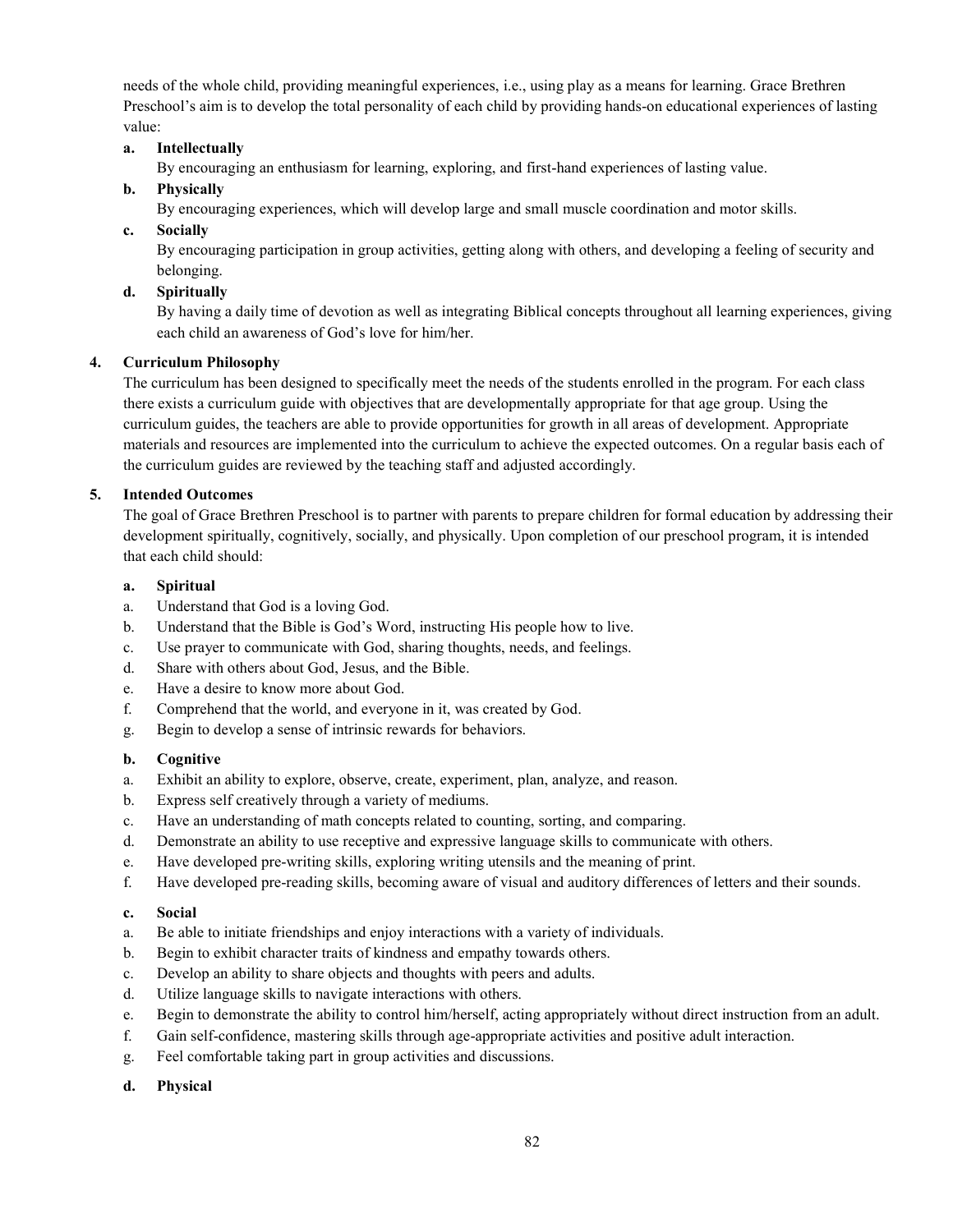needs of the whole child, providing meaningful experiences, i.e., using play as a means for learning. Grace Brethren Preschool's aim is to develop the total personality of each child by providing hands-on educational experiences of lasting value:

**a. Intellectually**
By encouraging an enthusiasm for learning, exploring, and first-hand experiences of lasting value.

**b. Physically**
By encouraging experiences, which will develop large and small muscle coordination and motor skills.

**c. Socially**
By encouraging participation in group activities, getting along with others, and developing a feeling of security and belonging.

**d. Spiritually**
By having a daily time of devotion as well as integrating Biblical concepts throughout all learning experiences, giving each child an awareness of God's love for him/her.

### 4. Curriculum Philosophy

The curriculum has been designed to specifically meet the needs of the students enrolled in the program. For each class there exists a curriculum guide with objectives that are developmentally appropriate for that age group. Using the curriculum guides, the teachers are able to provide opportunities for growth in all areas of development. Appropriate materials and resources are implemented into the curriculum to achieve the expected outcomes. On a regular basis each of the curriculum guides are reviewed by the teaching staff and adjusted accordingly.

### 5. Intended Outcomes

The goal of Grace Brethren Preschool is to partner with parents to prepare children for formal education by addressing their development spiritually, cognitively, socially, and physically. Upon completion of our preschool program, it is intended that each child should:

**a. Spiritual**

a. Understand that God is a loving God.
b. Understand that the Bible is God's Word, instructing His people how to live.
c. Use prayer to communicate with God, sharing thoughts, needs, and feelings.
d. Share with others about God, Jesus, and the Bible.
e. Have a desire to know more about God.
f. Comprehend that the world, and everyone in it, was created by God.
g. Begin to develop a sense of intrinsic rewards for behaviors.

**b. Cognitive**

a. Exhibit an ability to explore, observe, create, experiment, plan, analyze, and reason.
b. Express self creatively through a variety of mediums.
c. Have an understanding of math concepts related to counting, sorting, and comparing.
d. Demonstrate an ability to use receptive and expressive language skills to communicate with others.
e. Have developed pre-writing skills, exploring writing utensils and the meaning of print.
f. Have developed pre-reading skills, becoming aware of visual and auditory differences of letters and their sounds.

**c. Social**

a. Be able to initiate friendships and enjoy interactions with a variety of individuals.
b. Begin to exhibit character traits of kindness and empathy towards others.
c. Develop an ability to share objects and thoughts with peers and adults.
d. Utilize language skills to navigate interactions with others.
e. Begin to demonstrate the ability to control him/herself, acting appropriately without direct instruction from an adult.
f. Gain self-confidence, mastering skills through age-appropriate activities and positive adult interaction.
g. Feel comfortable taking part in group activities and discussions.

**d. Physical**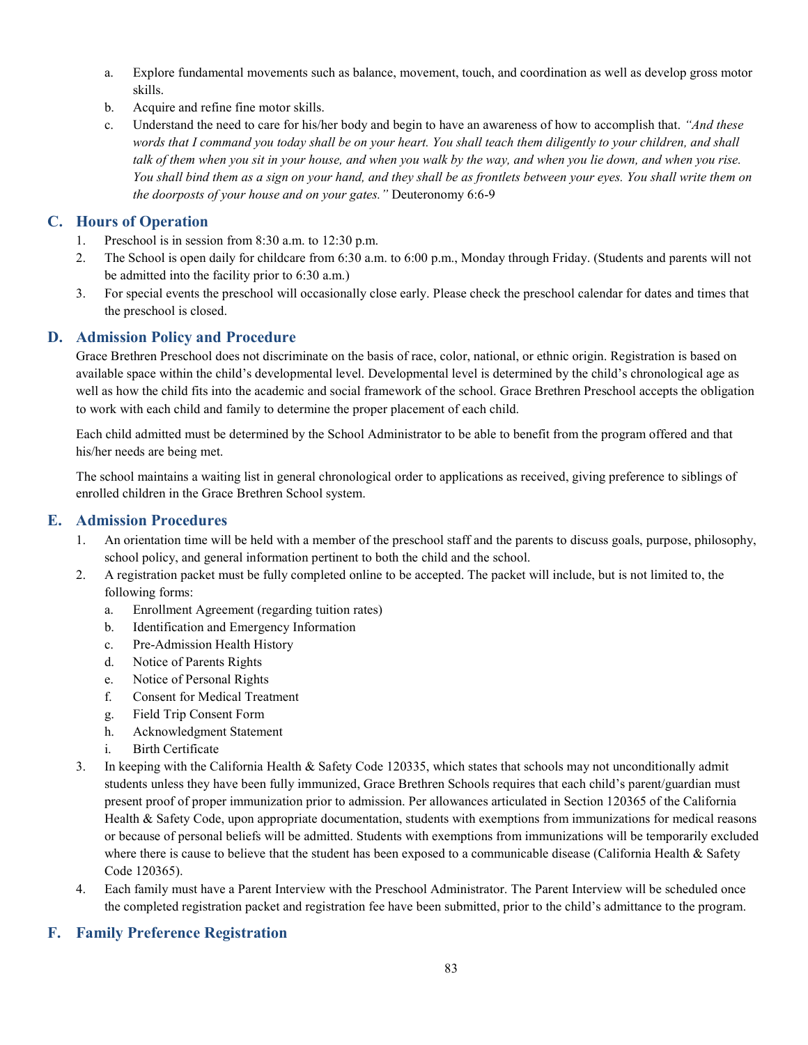a. Explore fundamental movements such as balance, movement, touch, and coordination as well as develop gross motor skills.
b. Acquire and refine fine motor skills.
c. Understand the need to care for his/her body and begin to have an awareness of how to accomplish that. *"And these words that I command you today shall be on your heart. You shall teach them diligently to your children, and shall talk of them when you sit in your house, and when you walk by the way, and when you lie down, and when you rise. You shall bind them as a sign on your hand, and they shall be as frontlets between your eyes. You shall write them on the doorposts of your house and on your gates."* Deuteronomy 6:6-9

## C. Hours of Operation

1. Preschool is in session from 8:30 a.m. to 12:30 p.m.
2. The School is open daily for childcare from 6:30 a.m. to 6:00 p.m., Monday through Friday. (Students and parents will not be admitted into the facility prior to 6:30 a.m.)
3. For special events the preschool will occasionally close early. Please check the preschool calendar for dates and times that the preschool is closed.

## D. Admission Policy and Procedure

Grace Brethren Preschool does not discriminate on the basis of race, color, national, or ethnic origin. Registration is based on available space within the child's developmental level. Developmental level is determined by the child's chronological age as well as how the child fits into the academic and social framework of the school. Grace Brethren Preschool accepts the obligation to work with each child and family to determine the proper placement of each child.

Each child admitted must be determined by the School Administrator to be able to benefit from the program offered and that his/her needs are being met.

The school maintains a waiting list in general chronological order to applications as received, giving preference to siblings of enrolled children in the Grace Brethren School system.

## E. Admission Procedures

1. An orientation time will be held with a member of the preschool staff and the parents to discuss goals, purpose, philosophy, school policy, and general information pertinent to both the child and the school.
2. A registration packet must be fully completed online to be accepted. The packet will include, but is not limited to, the following forms:
   a. Enrollment Agreement (regarding tuition rates)
   b. Identification and Emergency Information
   c. Pre-Admission Health History
   d. Notice of Parents Rights
   e. Notice of Personal Rights
   f. Consent for Medical Treatment
   g. Field Trip Consent Form
   h. Acknowledgment Statement
   i. Birth Certificate
3. In keeping with the California Health & Safety Code 120335, which states that schools may not unconditionally admit students unless they have been fully immunized, Grace Brethren Schools requires that each child's parent/guardian must present proof of proper immunization prior to admission. Per allowances articulated in Section 120365 of the California Health & Safety Code, upon appropriate documentation, students with exemptions from immunizations for medical reasons or because of personal beliefs will be admitted. Students with exemptions from immunizations will be temporarily excluded where there is cause to believe that the student has been exposed to a communicable disease (California Health & Safety Code 120365).
4. Each family must have a Parent Interview with the Preschool Administrator. The Parent Interview will be scheduled once the completed registration packet and registration fee have been submitted, prior to the child's admittance to the program.

## F. Family Preference Registration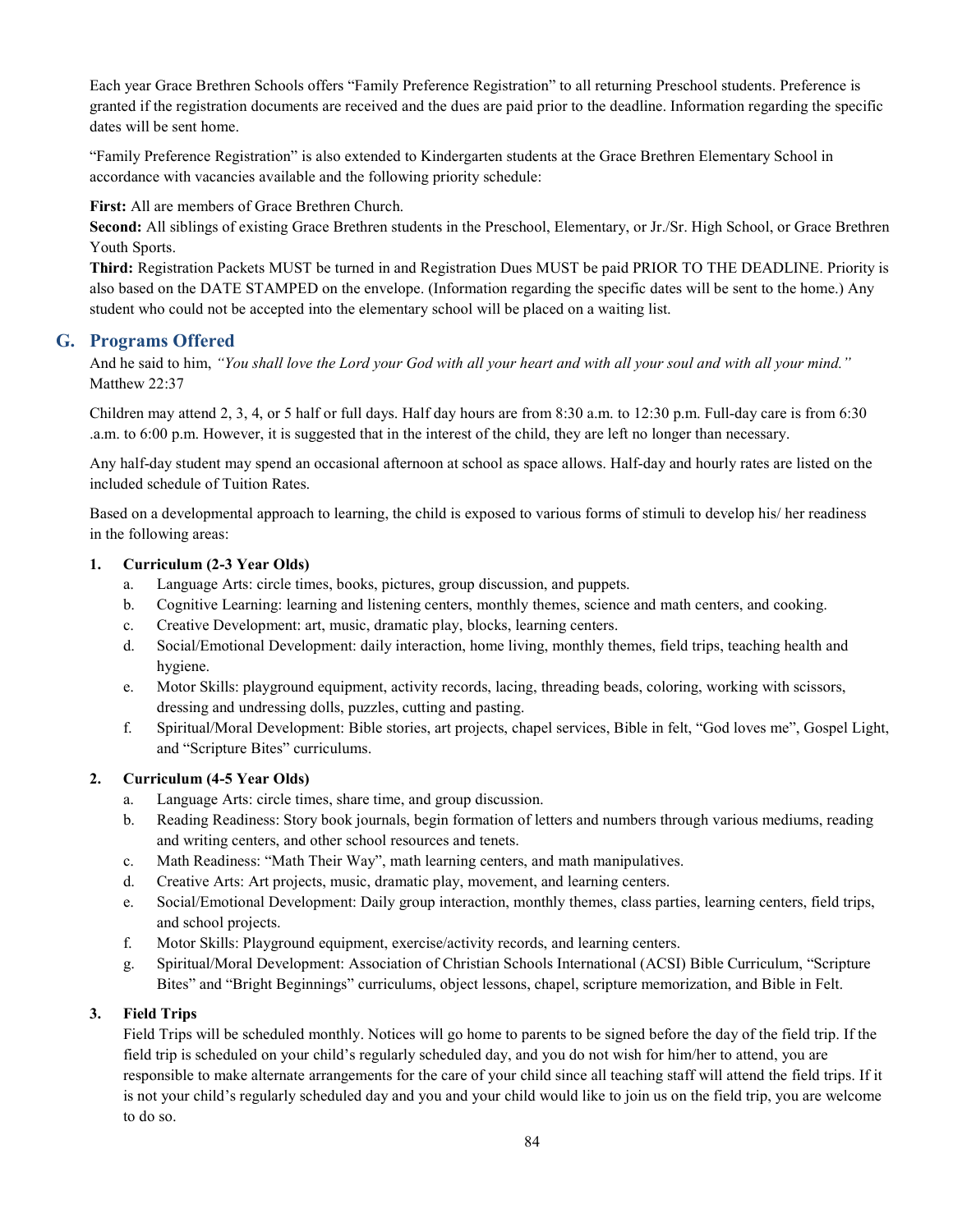Each year Grace Brethren Schools offers "Family Preference Registration" to all returning Preschool students. Preference is granted if the registration documents are received and the dues are paid prior to the deadline. Information regarding the specific dates will be sent home.

"Family Preference Registration" is also extended to Kindergarten students at the Grace Brethren Elementary School in accordance with vacancies available and the following priority schedule:

**First:** All are members of Grace Brethren Church.
**Second:** All siblings of existing Grace Brethren students in the Preschool, Elementary, or Jr./Sr. High School, or Grace Brethren Youth Sports.
**Third:** Registration Packets MUST be turned in and Registration Dues MUST be paid PRIOR TO THE DEADLINE. Priority is also based on the DATE STAMPED on the envelope. (Information regarding the specific dates will be sent to the home.) Any student who could not be accepted into the elementary school will be placed on a waiting list.

## G. Programs Offered

And he said to him, *"You shall love the Lord your God with all your heart and with all your soul and with all your mind."* Matthew 22:37

Children may attend 2, 3, 4, or 5 half or full days. Half day hours are from 8:30 a.m. to 12:30 p.m. Full-day care is from 6:30 .a.m. to 6:00 p.m. However, it is suggested that in the interest of the child, they are left no longer than necessary.

Any half-day student may spend an occasional afternoon at school as space allows. Half-day and hourly rates are listed on the included schedule of Tuition Rates.

Based on a developmental approach to learning, the child is exposed to various forms of stimuli to develop his/ her readiness in the following areas:

### 1. Curriculum (2-3 Year Olds)

a. Language Arts: circle times, books, pictures, group discussion, and puppets.
b. Cognitive Learning: learning and listening centers, monthly themes, science and math centers, and cooking.
c. Creative Development: art, music, dramatic play, blocks, learning centers.
d. Social/Emotional Development: daily interaction, home living, monthly themes, field trips, teaching health and hygiene.
e. Motor Skills: playground equipment, activity records, lacing, threading beads, coloring, working with scissors, dressing and undressing dolls, puzzles, cutting and pasting.
f. Spiritual/Moral Development: Bible stories, art projects, chapel services, Bible in felt, "God loves me", Gospel Light, and "Scripture Bites" curriculums.

### 2. Curriculum (4-5 Year Olds)

a. Language Arts: circle times, share time, and group discussion.
b. Reading Readiness: Story book journals, begin formation of letters and numbers through various mediums, reading and writing centers, and other school resources and tenets.
c. Math Readiness: "Math Their Way", math learning centers, and math manipulatives.
d. Creative Arts: Art projects, music, dramatic play, movement, and learning centers.
e. Social/Emotional Development: Daily group interaction, monthly themes, class parties, learning centers, field trips, and school projects.
f. Motor Skills: Playground equipment, exercise/activity records, and learning centers.
g. Spiritual/Moral Development: Association of Christian Schools International (ACSI) Bible Curriculum, "Scripture Bites" and "Bright Beginnings" curriculums, object lessons, chapel, scripture memorization, and Bible in Felt.

### 3. Field Trips

Field Trips will be scheduled monthly. Notices will go home to parents to be signed before the day of the field trip. If the field trip is scheduled on your child's regularly scheduled day, and you do not wish for him/her to attend, you are responsible to make alternate arrangements for the care of your child since all teaching staff will attend the field trips. If it is not your child's regularly scheduled day and you and your child would like to join us on the field trip, you are welcome to do so.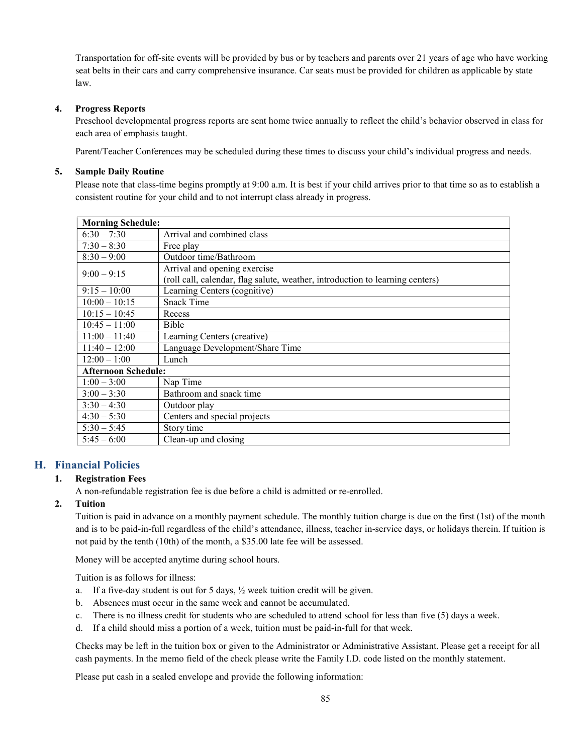Transportation for off-site events will be provided by bus or by teachers and parents over 21 years of age who have working seat belts in their cars and carry comprehensive insurance. Car seats must be provided for children as applicable by state law.

4. **Progress Reports**

   Preschool developmental progress reports are sent home twice annually to reflect the child's behavior observed in class for each area of emphasis taught.

   Parent/Teacher Conferences may be scheduled during these times to discuss your child's individual progress and needs.

5. **Sample Daily Routine**

   Please note that class-time begins promptly at 9:00 a.m. It is best if your child arrives prior to that time so as to establish a consistent routine for your child and to not interrupt class already in progress.

| **Morning Schedule:** | |
|---|---|
| 6:30 – 7:30 | Arrival and combined class |
| 7:30 – 8:30 | Free play |
| 8:30 – 9:00 | Outdoor time/Bathroom |
| 9:00 – 9:15 | Arrival and opening exercise<br>(roll call, calendar, flag salute, weather, introduction to learning centers) |
| 9:15 – 10:00 | Learning Centers (cognitive) |
| 10:00 – 10:15 | Snack Time |
| 10:15 – 10:45 | Recess |
| 10:45 – 11:00 | Bible |
| 11:00 – 11:40 | Learning Centers (creative) |
| 11:40 – 12:00 | Language Development/Share Time |
| 12:00 – 1:00 | Lunch |
| **Afternoon Schedule:** | |
| 1:00 – 3:00 | Nap Time |
| 3:00 – 3:30 | Bathroom and snack time |
| 3:30 – 4:30 | Outdoor play |
| 4:30 – 5:30 | Centers and special projects |
| 5:30 – 5:45 | Story time |
| 5:45 – 6:00 | Clean-up and closing |

## H. Financial Policies

1. **Registration Fees**

   A non-refundable registration fee is due before a child is admitted or re-enrolled.

2. **Tuition**

   Tuition is paid in advance on a monthly payment schedule. The monthly tuition charge is due on the first (1st) of the month and is to be paid-in-full regardless of the child's attendance, illness, teacher in-service days, or holidays therein. If tuition is not paid by the tenth (10th) of the month, a $35.00 late fee will be assessed.

   Money will be accepted anytime during school hours.

   Tuition is as follows for illness:

   a. If a five-day student is out for 5 days, ½ week tuition credit will be given.
   b. Absences must occur in the same week and cannot be accumulated.
   c. There is no illness credit for students who are scheduled to attend school for less than five (5) days a week.
   d. If a child should miss a portion of a week, tuition must be paid-in-full for that week.

   Checks may be left in the tuition box or given to the Administrator or Administrative Assistant. Please get a receipt for all cash payments. In the memo field of the check please write the Family I.D. code listed on the monthly statement.

   Please put cash in a sealed envelope and provide the following information: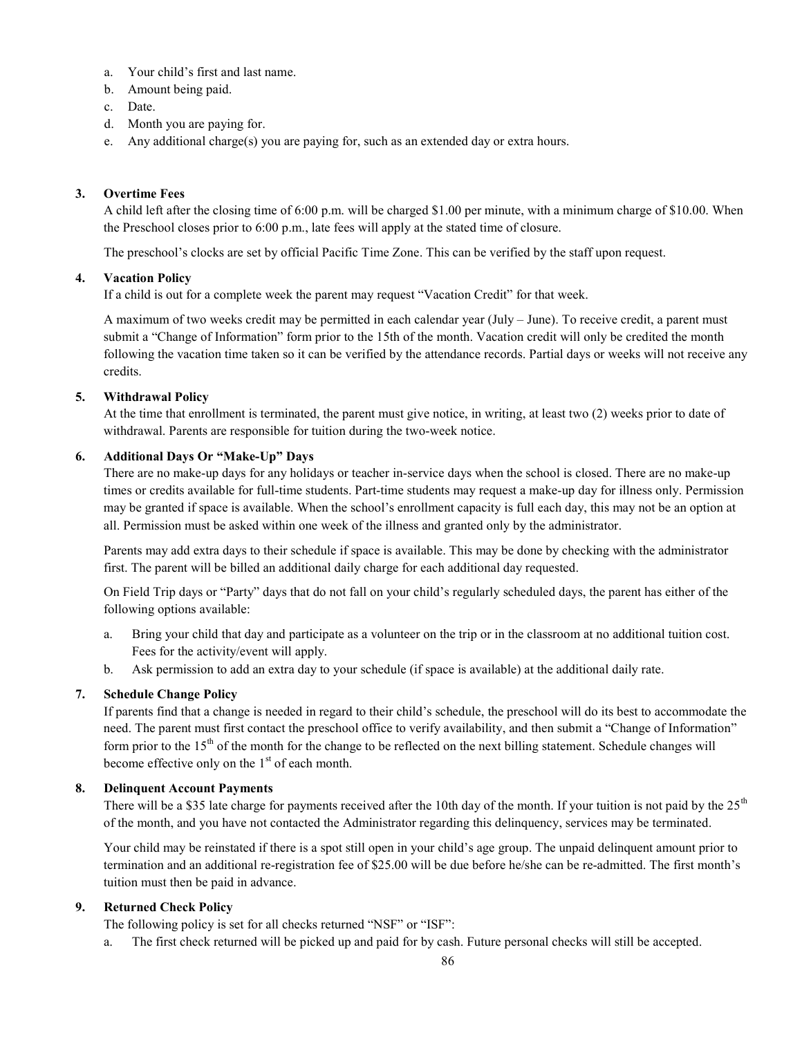a. Your child's first and last name.
b. Amount being paid.
c. Date.
d. Month you are paying for.
e. Any additional charge(s) you are paying for, such as an extended day or extra hours.

**3. Overtime Fees**

A child left after the closing time of 6:00 p.m. will be charged $1.00 per minute, with a minimum charge of $10.00. When the Preschool closes prior to 6:00 p.m., late fees will apply at the stated time of closure.

The preschool's clocks are set by official Pacific Time Zone. This can be verified by the staff upon request.

**4. Vacation Policy**

If a child is out for a complete week the parent may request "Vacation Credit" for that week.

A maximum of two weeks credit may be permitted in each calendar year (July – June). To receive credit, a parent must submit a "Change of Information" form prior to the 15th of the month. Vacation credit will only be credited the month following the vacation time taken so it can be verified by the attendance records. Partial days or weeks will not receive any credits.

**5. Withdrawal Policy**

At the time that enrollment is terminated, the parent must give notice, in writing, at least two (2) weeks prior to date of withdrawal. Parents are responsible for tuition during the two-week notice.

**6. Additional Days Or "Make-Up" Days**

There are no make-up days for any holidays or teacher in-service days when the school is closed. There are no make-up times or credits available for full-time students. Part-time students may request a make-up day for illness only. Permission may be granted if space is available. When the school's enrollment capacity is full each day, this may not be an option at all. Permission must be asked within one week of the illness and granted only by the administrator.

Parents may add extra days to their schedule if space is available. This may be done by checking with the administrator first. The parent will be billed an additional daily charge for each additional day requested.

On Field Trip days or "Party" days that do not fall on your child's regularly scheduled days, the parent has either of the following options available:

a. Bring your child that day and participate as a volunteer on the trip or in the classroom at no additional tuition cost. Fees for the activity/event will apply.
b. Ask permission to add an extra day to your schedule (if space is available) at the additional daily rate.

**7. Schedule Change Policy**

If parents find that a change is needed in regard to their child's schedule, the preschool will do its best to accommodate the need. The parent must first contact the preschool office to verify availability, and then submit a "Change of Information" form prior to the 15th of the month for the change to be reflected on the next billing statement. Schedule changes will become effective only on the 1st of each month.

**8. Delinquent Account Payments**

There will be a $35 late charge for payments received after the 10th day of the month. If your tuition is not paid by the 25th of the month, and you have not contacted the Administrator regarding this delinquency, services may be terminated.

Your child may be reinstated if there is a spot still open in your child's age group. The unpaid delinquent amount prior to termination and an additional re-registration fee of $25.00 will be due before he/she can be re-admitted. The first month's tuition must then be paid in advance.

**9. Returned Check Policy**

The following policy is set for all checks returned "NSF" or "ISF":

a. The first check returned will be picked up and paid for by cash. Future personal checks will still be accepted.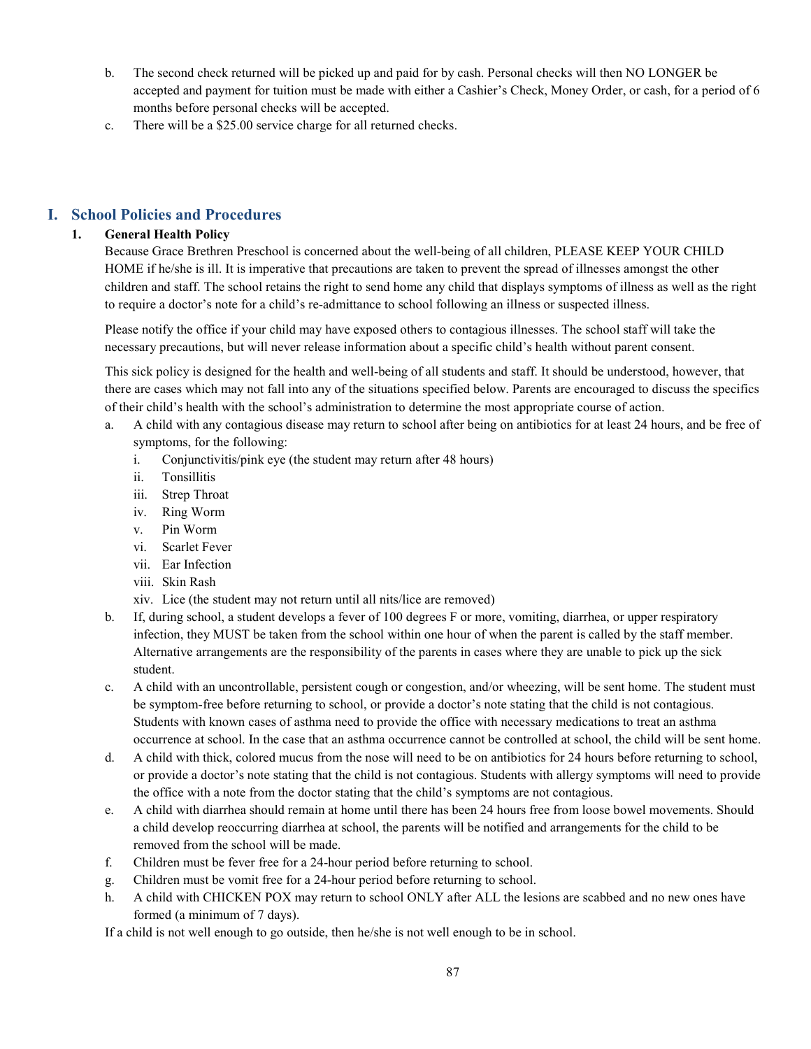b. The second check returned will be picked up and paid for by cash. Personal checks will then NO LONGER be accepted and payment for tuition must be made with either a Cashier's Check, Money Order, or cash, for a period of 6 months before personal checks will be accepted.

c. There will be a $25.00 service charge for all returned checks.

## I. School Policies and Procedures

### 1. General Health Policy

Because Grace Brethren Preschool is concerned about the well-being of all children, PLEASE KEEP YOUR CHILD HOME if he/she is ill. It is imperative that precautions are taken to prevent the spread of illnesses amongst the other children and staff. The school retains the right to send home any child that displays symptoms of illness as well as the right to require a doctor's note for a child's re-admittance to school following an illness or suspected illness.

Please notify the office if your child may have exposed others to contagious illnesses. The school staff will take the necessary precautions, but will never release information about a specific child's health without parent consent.

This sick policy is designed for the health and well-being of all students and staff. It should be understood, however, that there are cases which may not fall into any of the situations specified below. Parents are encouraged to discuss the specifics of their child's health with the school's administration to determine the most appropriate course of action.

a. A child with any contagious disease may return to school after being on antibiotics for at least 24 hours, and be free of symptoms, for the following:
   - i. Conjunctivitis/pink eye (the student may return after 48 hours)
   - ii. Tonsillitis
   - iii. Strep Throat
   - iv. Ring Worm
   - v. Pin Worm
   - vi. Scarlet Fever
   - vii. Ear Infection
   - viii. Skin Rash
   - xiv. Lice (the student may not return until all nits/lice are removed)

b. If, during school, a student develops a fever of 100 degrees F or more, vomiting, diarrhea, or upper respiratory infection, they MUST be taken from the school within one hour of when the parent is called by the staff member. Alternative arrangements are the responsibility of the parents in cases where they are unable to pick up the sick student.

c. A child with an uncontrollable, persistent cough or congestion, and/or wheezing, will be sent home. The student must be symptom-free before returning to school, or provide a doctor's note stating that the child is not contagious. Students with known cases of asthma need to provide the office with necessary medications to treat an asthma occurrence at school. In the case that an asthma occurrence cannot be controlled at school, the child will be sent home.

d. A child with thick, colored mucus from the nose will need to be on antibiotics for 24 hours before returning to school, or provide a doctor's note stating that the child is not contagious. Students with allergy symptoms will need to provide the office with a note from the doctor stating that the child's symptoms are not contagious.

e. A child with diarrhea should remain at home until there has been 24 hours free from loose bowel movements. Should a child develop reoccurring diarrhea at school, the parents will be notified and arrangements for the child to be removed from the school will be made.

f. Children must be fever free for a 24-hour period before returning to school.

g. Children must be vomit free for a 24-hour period before returning to school.

h. A child with CHICKEN POX may return to school ONLY after ALL the lesions are scabbed and no new ones have formed (a minimum of 7 days).

If a child is not well enough to go outside, then he/she is not well enough to be in school.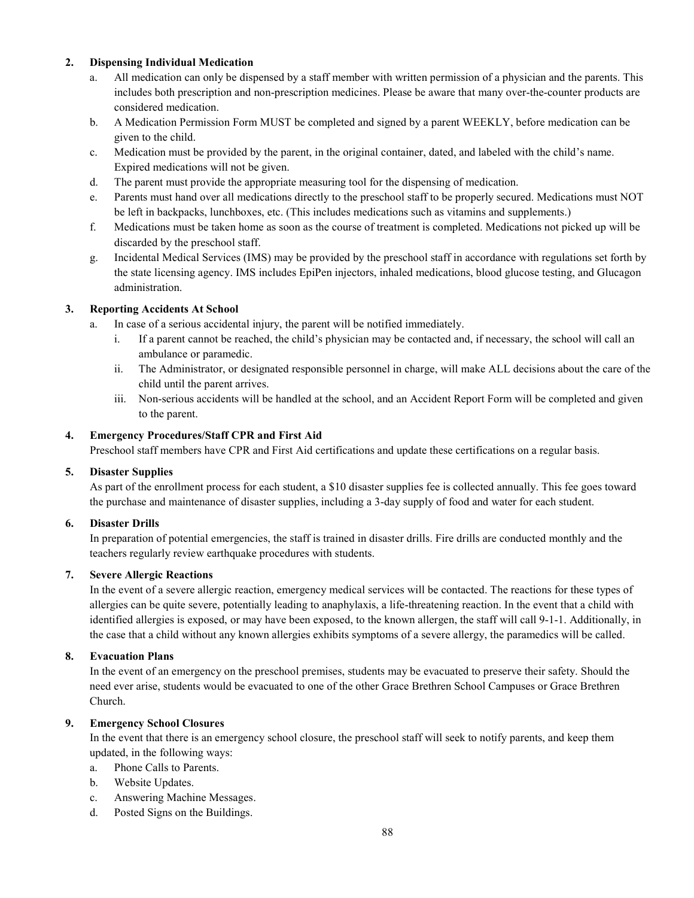**2. Dispensing Individual Medication**

a. All medication can only be dispensed by a staff member with written permission of a physician and the parents. This includes both prescription and non-prescription medicines. Please be aware that many over-the-counter products are considered medication.

b. A Medication Permission Form MUST be completed and signed by a parent WEEKLY, before medication can be given to the child.

c. Medication must be provided by the parent, in the original container, dated, and labeled with the child's name. Expired medications will not be given.

d. The parent must provide the appropriate measuring tool for the dispensing of medication.

e. Parents must hand over all medications directly to the preschool staff to be properly secured. Medications must NOT be left in backpacks, lunchboxes, etc. (This includes medications such as vitamins and supplements.)

f. Medications must be taken home as soon as the course of treatment is completed. Medications not picked up will be discarded by the preschool staff.

g. Incidental Medical Services (IMS) may be provided by the preschool staff in accordance with regulations set forth by the state licensing agency. IMS includes EpiPen injectors, inhaled medications, blood glucose testing, and Glucagon administration.

**3. Reporting Accidents At School**

a. In case of a serious accidental injury, the parent will be notified immediately.

   i. If a parent cannot be reached, the child's physician may be contacted and, if necessary, the school will call an ambulance or paramedic.

   ii. The Administrator, or designated responsible personnel in charge, will make ALL decisions about the care of the child until the parent arrives.

   iii. Non-serious accidents will be handled at the school, and an Accident Report Form will be completed and given to the parent.

**4. Emergency Procedures/Staff CPR and First Aid**

Preschool staff members have CPR and First Aid certifications and update these certifications on a regular basis.

**5. Disaster Supplies**

As part of the enrollment process for each student, a $10 disaster supplies fee is collected annually. This fee goes toward the purchase and maintenance of disaster supplies, including a 3-day supply of food and water for each student.

**6. Disaster Drills**

In preparation of potential emergencies, the staff is trained in disaster drills. Fire drills are conducted monthly and the teachers regularly review earthquake procedures with students.

**7. Severe Allergic Reactions**

In the event of a severe allergic reaction, emergency medical services will be contacted. The reactions for these types of allergies can be quite severe, potentially leading to anaphylaxis, a life-threatening reaction. In the event that a child with identified allergies is exposed, or may have been exposed, to the known allergen, the staff will call 9-1-1. Additionally, in the case that a child without any known allergies exhibits symptoms of a severe allergy, the paramedics will be called.

**8. Evacuation Plans**

In the event of an emergency on the preschool premises, students may be evacuated to preserve their safety. Should the need ever arise, students would be evacuated to one of the other Grace Brethren School Campuses or Grace Brethren Church.

**9. Emergency School Closures**

In the event that there is an emergency school closure, the preschool staff will seek to notify parents, and keep them updated, in the following ways:

a. Phone Calls to Parents.

b. Website Updates.

c. Answering Machine Messages.

d. Posted Signs on the Buildings.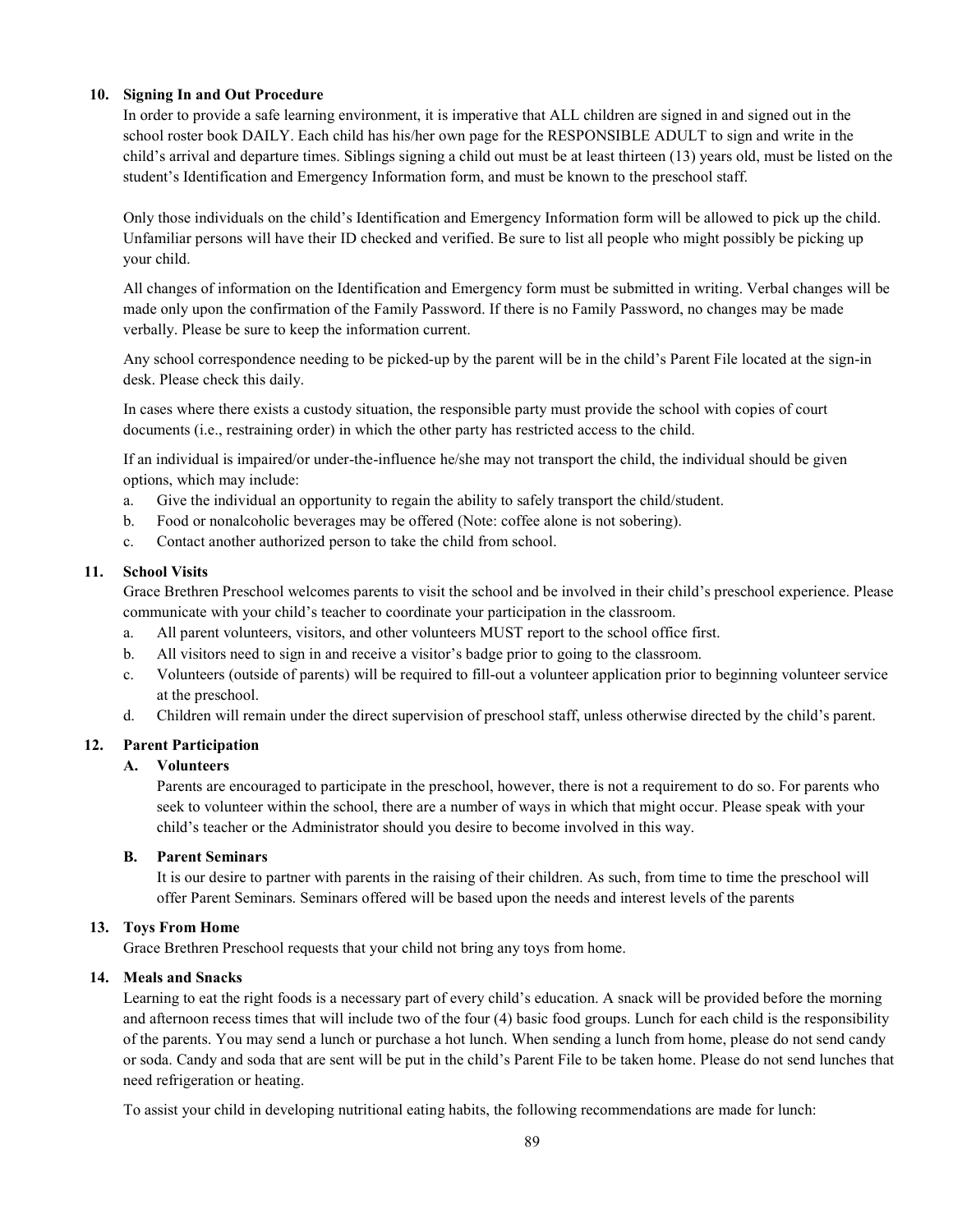### 10. Signing In and Out Procedure

In order to provide a safe learning environment, it is imperative that ALL children are signed in and signed out in the school roster book DAILY. Each child has his/her own page for the RESPONSIBLE ADULT to sign and write in the child's arrival and departure times. Siblings signing a child out must be at least thirteen (13) years old, must be listed on the student's Identification and Emergency Information form, and must be known to the preschool staff.

Only those individuals on the child's Identification and Emergency Information form will be allowed to pick up the child. Unfamiliar persons will have their ID checked and verified. Be sure to list all people who might possibly be picking up your child.

All changes of information on the Identification and Emergency form must be submitted in writing. Verbal changes will be made only upon the confirmation of the Family Password. If there is no Family Password, no changes may be made verbally. Please be sure to keep the information current.

Any school correspondence needing to be picked-up by the parent will be in the child's Parent File located at the sign-in desk. Please check this daily.

In cases where there exists a custody situation, the responsible party must provide the school with copies of court documents (i.e., restraining order) in which the other party has restricted access to the child.

If an individual is impaired/or under-the-influence he/she may not transport the child, the individual should be given options, which may include:

a. Give the individual an opportunity to regain the ability to safely transport the child/student.
b. Food or nonalcoholic beverages may be offered (Note: coffee alone is not sobering).
c. Contact another authorized person to take the child from school.

### 11. School Visits

Grace Brethren Preschool welcomes parents to visit the school and be involved in their child's preschool experience. Please communicate with your child's teacher to coordinate your participation in the classroom.

a. All parent volunteers, visitors, and other volunteers MUST report to the school office first.
b. All visitors need to sign in and receive a visitor's badge prior to going to the classroom.
c. Volunteers (outside of parents) will be required to fill-out a volunteer application prior to beginning volunteer service at the preschool.
d. Children will remain under the direct supervision of preschool staff, unless otherwise directed by the child's parent.

### 12. Parent Participation

#### A. Volunteers

Parents are encouraged to participate in the preschool, however, there is not a requirement to do so. For parents who seek to volunteer within the school, there are a number of ways in which that might occur. Please speak with your child's teacher or the Administrator should you desire to become involved in this way.

#### B. Parent Seminars

It is our desire to partner with parents in the raising of their children. As such, from time to time the preschool will offer Parent Seminars. Seminars offered will be based upon the needs and interest levels of the parents

### 13. Toys From Home

Grace Brethren Preschool requests that your child not bring any toys from home.

### 14. Meals and Snacks

Learning to eat the right foods is a necessary part of every child's education. A snack will be provided before the morning and afternoon recess times that will include two of the four (4) basic food groups. Lunch for each child is the responsibility of the parents. You may send a lunch or purchase a hot lunch. When sending a lunch from home, please do not send candy or soda. Candy and soda that are sent will be put in the child's Parent File to be taken home. Please do not send lunches that need refrigeration or heating.

To assist your child in developing nutritional eating habits, the following recommendations are made for lunch: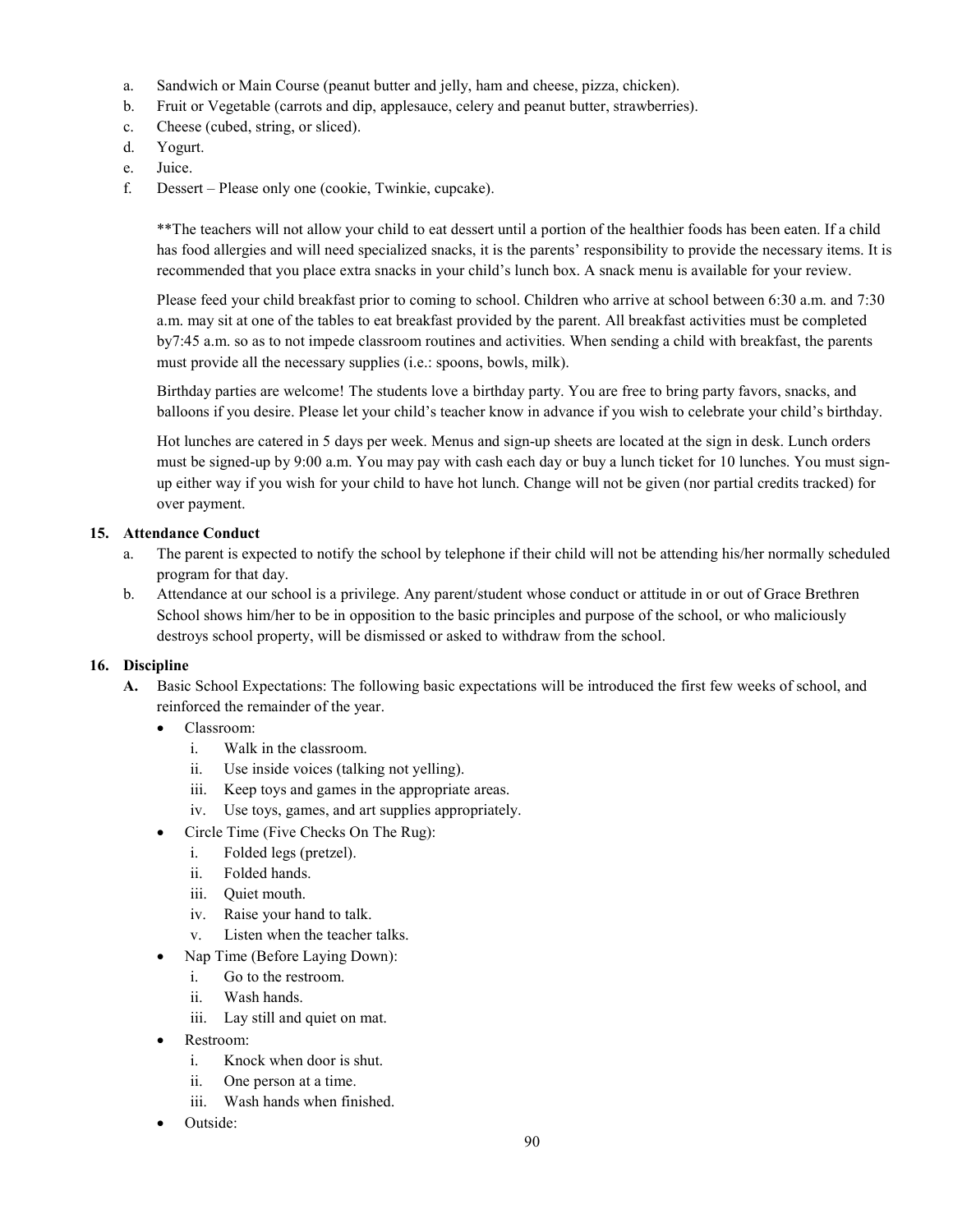a. Sandwich or Main Course (peanut butter and jelly, ham and cheese, pizza, chicken).
b. Fruit or Vegetable (carrots and dip, applesauce, celery and peanut butter, strawberries).
c. Cheese (cubed, string, or sliced).
d. Yogurt.
e. Juice.
f. Dessert – Please only one (cookie, Twinkie, cupcake).

**The teachers will not allow your child to eat dessert until a portion of the healthier foods has been eaten. If a child has food allergies and will need specialized snacks, it is the parents' responsibility to provide the necessary items. It is recommended that you place extra snacks in your child's lunch box. A snack menu is available for your review.

Please feed your child breakfast prior to coming to school. Children who arrive at school between 6:30 a.m. and 7:30 a.m. may sit at one of the tables to eat breakfast provided by the parent. All breakfast activities must be completed by7:45 a.m. so as to not impede classroom routines and activities. When sending a child with breakfast, the parents must provide all the necessary supplies (i.e.: spoons, bowls, milk).

Birthday parties are welcome! The students love a birthday party. You are free to bring party favors, snacks, and balloons if you desire. Please let your child's teacher know in advance if you wish to celebrate your child's birthday.

Hot lunches are catered in 5 days per week. Menus and sign-up sheets are located at the sign in desk. Lunch orders must be signed-up by 9:00 a.m. You may pay with cash each day or buy a lunch ticket for 10 lunches. You must sign-up either way if you wish for your child to have hot lunch. Change will not be given (nor partial credits tracked) for over payment.

**15. Attendance Conduct**

a. The parent is expected to notify the school by telephone if their child will not be attending his/her normally scheduled program for that day.
b. Attendance at our school is a privilege. Any parent/student whose conduct or attitude in or out of Grace Brethren School shows him/her to be in opposition to the basic principles and purpose of the school, or who maliciously destroys school property, will be dismissed or asked to withdraw from the school.

**16. Discipline**

**A.** Basic School Expectations: The following basic expectations will be introduced the first few weeks of school, and reinforced the remainder of the year.

- Classroom:
  i. Walk in the classroom.
  ii. Use inside voices (talking not yelling).
  iii. Keep toys and games in the appropriate areas.
  iv. Use toys, games, and art supplies appropriately.
- Circle Time (Five Checks On The Rug):
  i. Folded legs (pretzel).
  ii. Folded hands.
  iii. Quiet mouth.
  iv. Raise your hand to talk.
  v. Listen when the teacher talks.
- Nap Time (Before Laying Down):
  i. Go to the restroom.
  ii. Wash hands.
  iii. Lay still and quiet on mat.
- Restroom:
  i. Knock when door is shut.
  ii. One person at a time.
  iii. Wash hands when finished.
- Outside: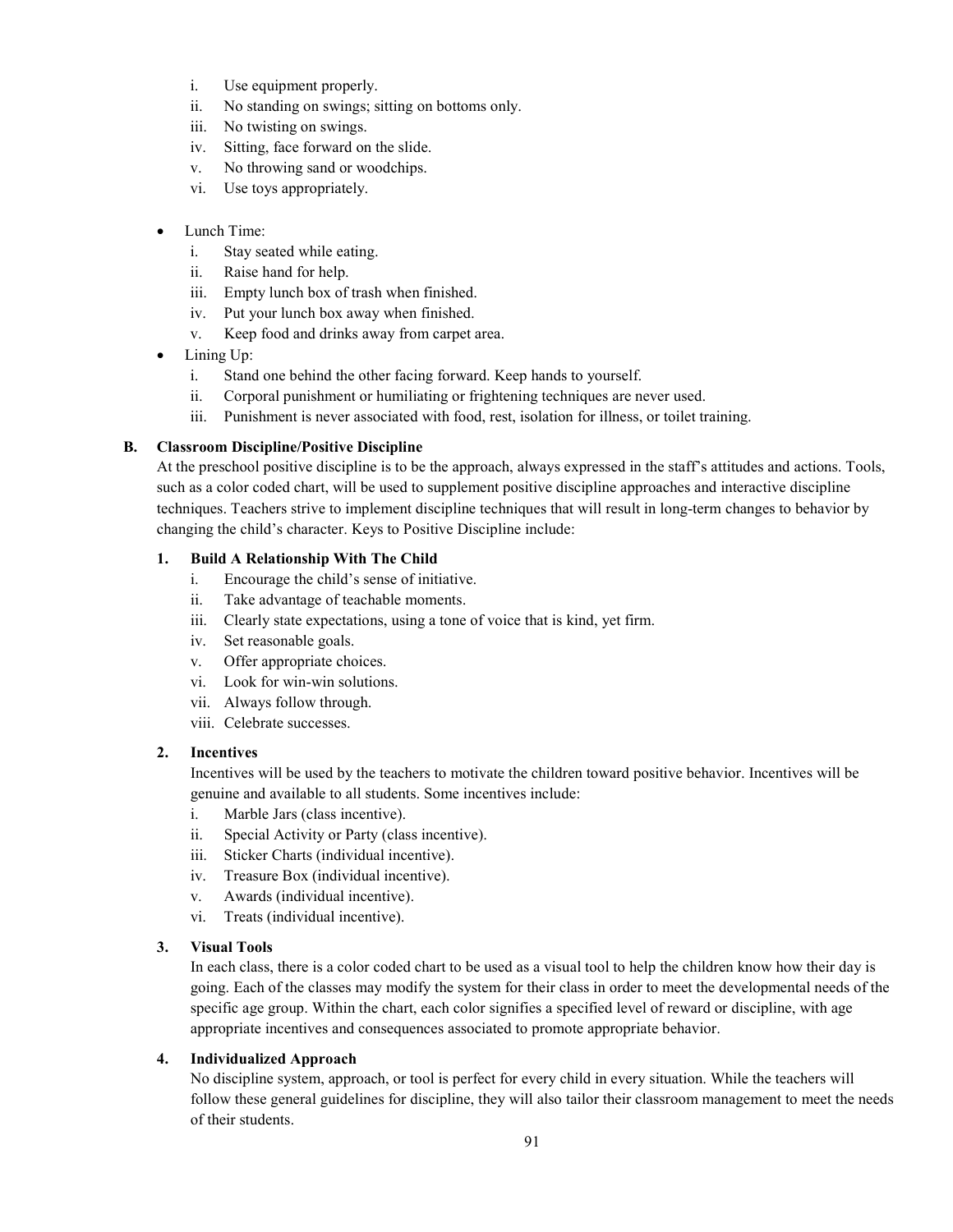i. Use equipment properly.
ii. No standing on swings; sitting on bottoms only.
iii. No twisting on swings.
iv. Sitting, face forward on the slide.
v. No throwing sand or woodchips.
vi. Use toys appropriately.

- Lunch Time:
  i. Stay seated while eating.
  ii. Raise hand for help.
  iii. Empty lunch box of trash when finished.
  iv. Put your lunch box away when finished.
  v. Keep food and drinks away from carpet area.
- Lining Up:
  i. Stand one behind the other facing forward. Keep hands to yourself.
  ii. Corporal punishment or humiliating or frightening techniques are never used.
  iii. Punishment is never associated with food, rest, isolation for illness, or toilet training.

**B. Classroom Discipline/Positive Discipline**

At the preschool positive discipline is to be the approach, always expressed in the staff's attitudes and actions. Tools, such as a color coded chart, will be used to supplement positive discipline approaches and interactive discipline techniques. Teachers strive to implement discipline techniques that will result in long-term changes to behavior by changing the child's character. Keys to Positive Discipline include:

**1. Build A Relationship With The Child**

i. Encourage the child's sense of initiative.
ii. Take advantage of teachable moments.
iii. Clearly state expectations, using a tone of voice that is kind, yet firm.
iv. Set reasonable goals.
v. Offer appropriate choices.
vi. Look for win-win solutions.
vii. Always follow through.
viii. Celebrate successes.

**2. Incentives**

Incentives will be used by the teachers to motivate the children toward positive behavior. Incentives will be genuine and available to all students. Some incentives include:

i. Marble Jars (class incentive).
ii. Special Activity or Party (class incentive).
iii. Sticker Charts (individual incentive).
iv. Treasure Box (individual incentive).
v. Awards (individual incentive).
vi. Treats (individual incentive).

**3. Visual Tools**

In each class, there is a color coded chart to be used as a visual tool to help the children know how their day is going. Each of the classes may modify the system for their class in order to meet the developmental needs of the specific age group. Within the chart, each color signifies a specified level of reward or discipline, with age appropriate incentives and consequences associated to promote appropriate behavior.

**4. Individualized Approach**

No discipline system, approach, or tool is perfect for every child in every situation. While the teachers will follow these general guidelines for discipline, they will also tailor their classroom management to meet the needs of their students.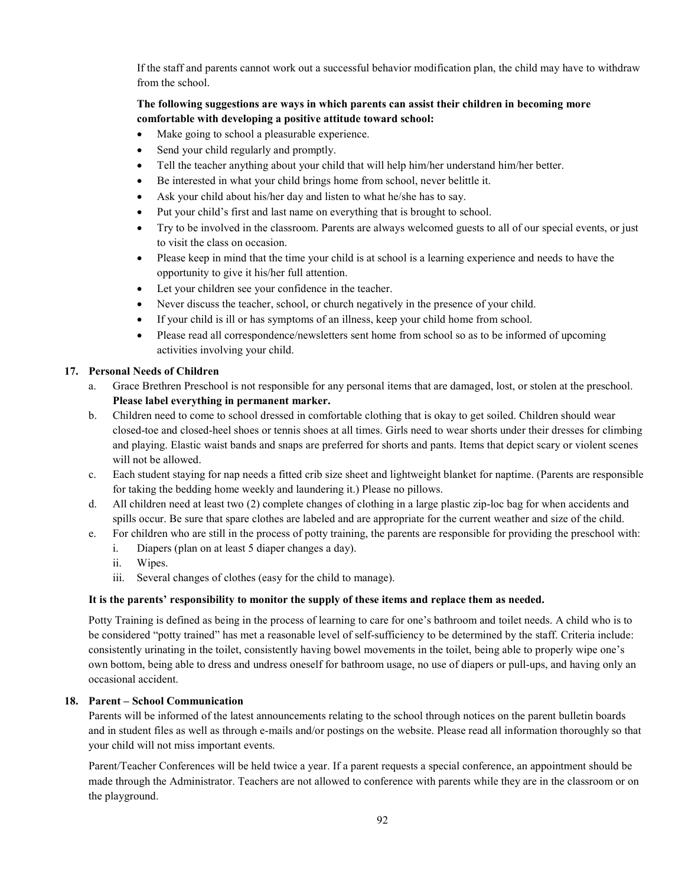If the staff and parents cannot work out a successful behavior modification plan, the child may have to withdraw from the school.

**The following suggestions are ways in which parents can assist their children in becoming more comfortable with developing a positive attitude toward school:**

- Make going to school a pleasurable experience.
- Send your child regularly and promptly.
- Tell the teacher anything about your child that will help him/her understand him/her better.
- Be interested in what your child brings home from school, never belittle it.
- Ask your child about his/her day and listen to what he/she has to say.
- Put your child's first and last name on everything that is brought to school.
- Try to be involved in the classroom. Parents are always welcomed guests to all of our special events, or just to visit the class on occasion.
- Please keep in mind that the time your child is at school is a learning experience and needs to have the opportunity to give it his/her full attention.
- Let your children see your confidence in the teacher.
- Never discuss the teacher, school, or church negatively in the presence of your child.
- If your child is ill or has symptoms of an illness, keep your child home from school.
- Please read all correspondence/newsletters sent home from school so as to be informed of upcoming activities involving your child.

## 17. Personal Needs of Children

a. Grace Brethren Preschool is not responsible for any personal items that are damaged, lost, or stolen at the preschool. **Please label everything in permanent marker.**

b. Children need to come to school dressed in comfortable clothing that is okay to get soiled. Children should wear closed-toe and closed-heel shoes or tennis shoes at all times. Girls need to wear shorts under their dresses for climbing and playing. Elastic waist bands and snaps are preferred for shorts and pants. Items that depict scary or violent scenes will not be allowed.

c. Each student staying for nap needs a fitted crib size sheet and lightweight blanket for naptime. (Parents are responsible for taking the bedding home weekly and laundering it.) Please no pillows.

d. All children need at least two (2) complete changes of clothing in a large plastic zip-loc bag for when accidents and spills occur. Be sure that spare clothes are labeled and are appropriate for the current weather and size of the child.

e. For children who are still in the process of potty training, the parents are responsible for providing the preschool with:
   i. Diapers (plan on at least 5 diaper changes a day).
   ii. Wipes.
   iii. Several changes of clothes (easy for the child to manage).

**It is the parents' responsibility to monitor the supply of these items and replace them as needed.**

Potty Training is defined as being in the process of learning to care for one's bathroom and toilet needs. A child who is to be considered "potty trained" has met a reasonable level of self-sufficiency to be determined by the staff. Criteria include: consistently urinating in the toilet, consistently having bowel movements in the toilet, being able to properly wipe one's own bottom, being able to dress and undress oneself for bathroom usage, no use of diapers or pull-ups, and having only an occasional accident.

## 18. Parent – School Communication

Parents will be informed of the latest announcements relating to the school through notices on the parent bulletin boards and in student files as well as through e-mails and/or postings on the website. Please read all information thoroughly so that your child will not miss important events.

Parent/Teacher Conferences will be held twice a year. If a parent requests a special conference, an appointment should be made through the Administrator. Teachers are not allowed to conference with parents while they are in the classroom or on the playground.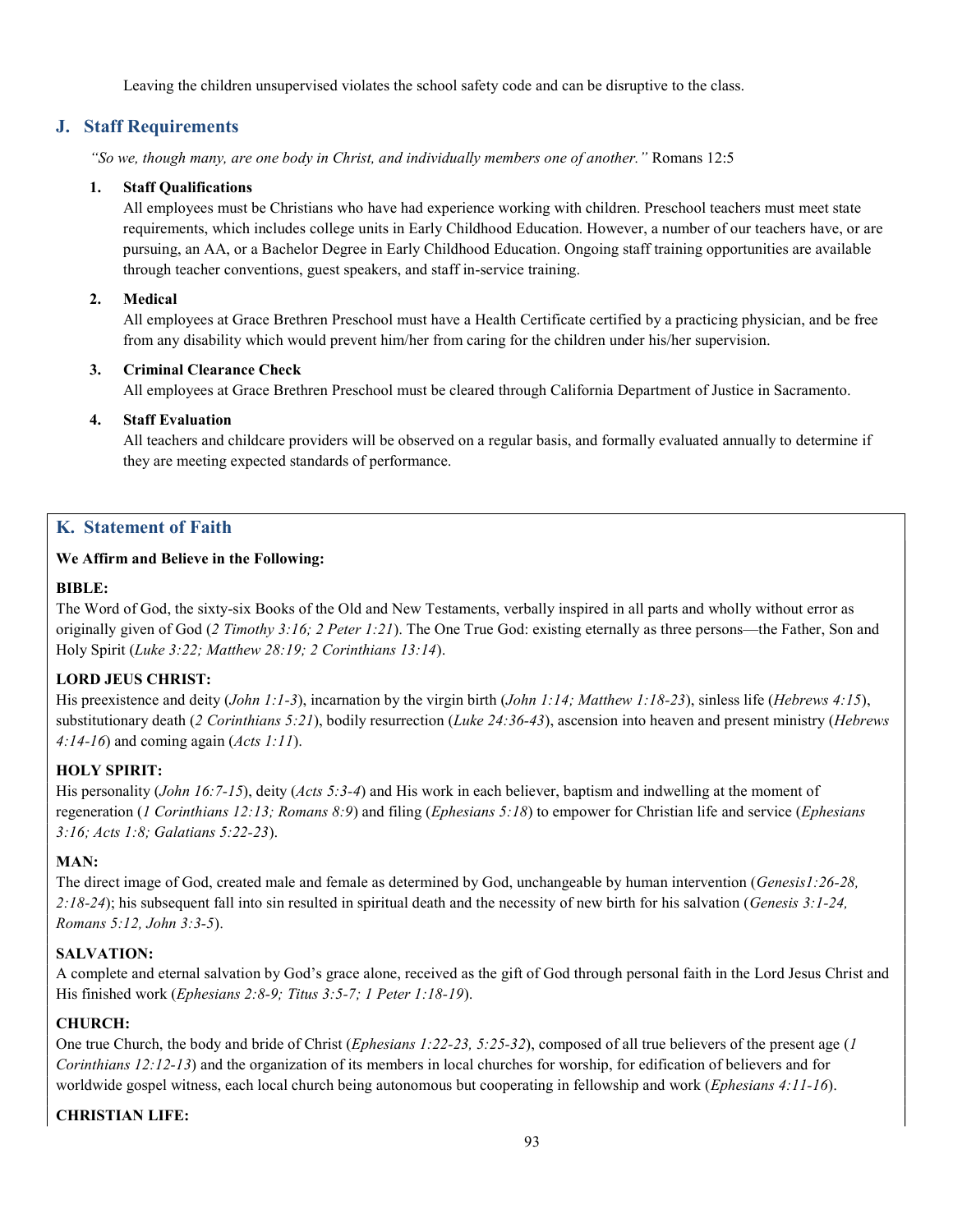Leaving the children unsupervised violates the school safety code and can be disruptive to the class.

## J. Staff Requirements

*"So we, though many, are one body in Christ, and individually members one of another."* Romans 12:5

1. **Staff Qualifications**
   All employees must be Christians who have had experience working with children. Preschool teachers must meet state requirements, which includes college units in Early Childhood Education. However, a number of our teachers have, or are pursuing, an AA, or a Bachelor Degree in Early Childhood Education. Ongoing staff training opportunities are available through teacher conventions, guest speakers, and staff in-service training.

2. **Medical**
   All employees at Grace Brethren Preschool must have a Health Certificate certified by a practicing physician, and be free from any disability which would prevent him/her from caring for the children under his/her supervision.

3. **Criminal Clearance Check**
   All employees at Grace Brethren Preschool must be cleared through California Department of Justice in Sacramento.

4. **Staff Evaluation**
   All teachers and childcare providers will be observed on a regular basis, and formally evaluated annually to determine if they are meeting expected standards of performance.

## K. Statement of Faith

**We Affirm and Believe in the Following:**

**BIBLE:**
The Word of God, the sixty-six Books of the Old and New Testaments, verbally inspired in all parts and wholly without error as originally given of God (*2 Timothy 3:16; 2 Peter 1:21*). The One True God: existing eternally as three persons—the Father, Son and Holy Spirit (*Luke 3:22; Matthew 28:19; 2 Corinthians 13:14*).

**LORD JEUS CHRIST:**
His preexistence and deity (*John 1:1-3*), incarnation by the virgin birth (*John 1:14; Matthew 1:18-23*), sinless life (*Hebrews 4:15*), substitutionary death (*2 Corinthians 5:21*), bodily resurrection (*Luke 24:36-43*), ascension into heaven and present ministry (*Hebrews 4:14-16*) and coming again (*Acts 1:11*).

**HOLY SPIRIT:**
His personality (*John 16:7-15*), deity (*Acts 5:3-4*) and His work in each believer, baptism and indwelling at the moment of regeneration (*1 Corinthians 12:13; Romans 8:9*) and filing (*Ephesians 5:18*) to empower for Christian life and service (*Ephesians 3:16; Acts 1:8; Galatians 5:22-23*).

**MAN:**
The direct image of God, created male and female as determined by God, unchangeable by human intervention (*Genesis1:26-28, 2:18-24*); his subsequent fall into sin resulted in spiritual death and the necessity of new birth for his salvation (*Genesis 3:1-24, Romans 5:12, John 3:3-5*).

**SALVATION:**
A complete and eternal salvation by God's grace alone, received as the gift of God through personal faith in the Lord Jesus Christ and His finished work (*Ephesians 2:8-9; Titus 3:5-7; 1 Peter 1:18-19*).

**CHURCH:**
One true Church, the body and bride of Christ (*Ephesians 1:22-23, 5:25-32*), composed of all true believers of the present age (*1 Corinthians 12:12-13*) and the organization of its members in local churches for worship, for edification of believers and for worldwide gospel witness, each local church being autonomous but cooperating in fellowship and work (*Ephesians 4:11-16*).

**CHRISTIAN LIFE:**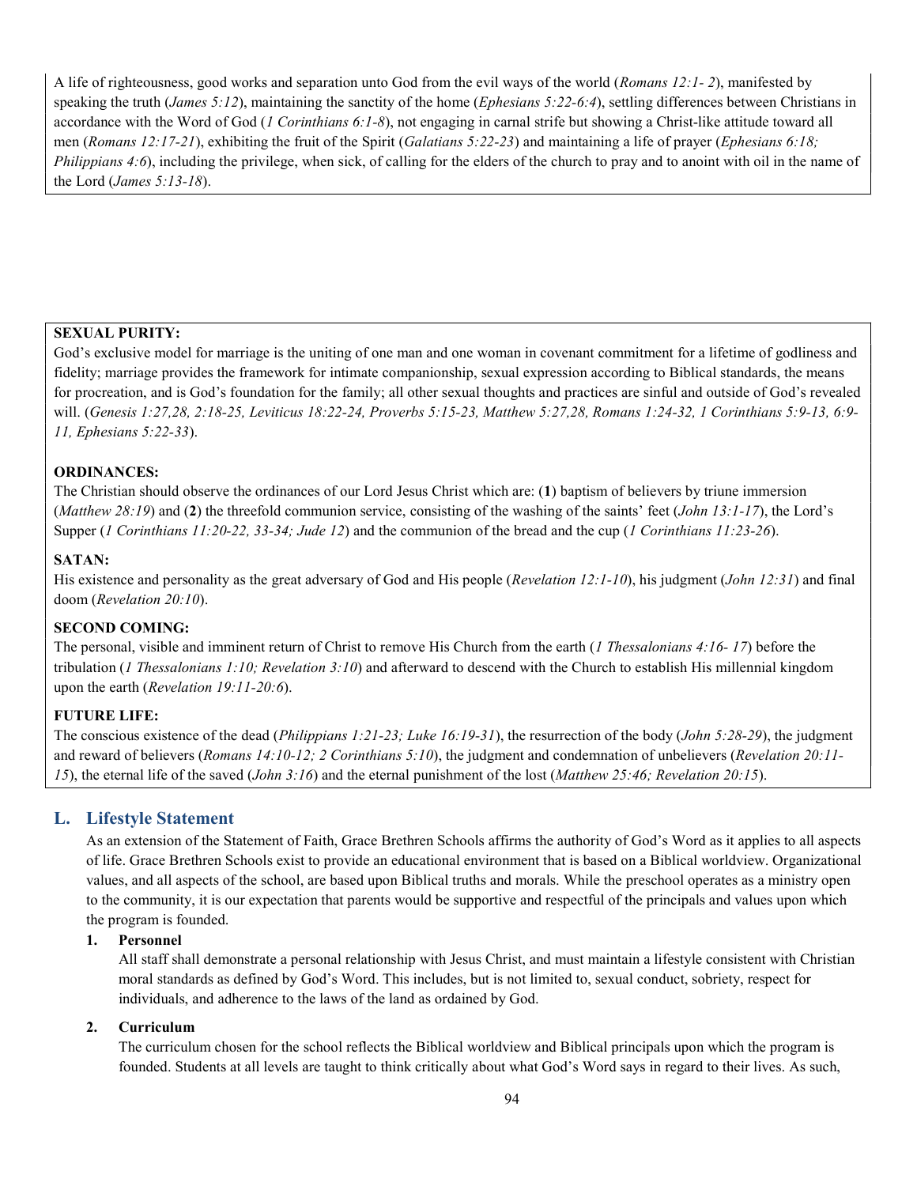A life of righteousness, good works and separation unto God from the evil ways of the world (*Romans 12:1- 2*), manifested by speaking the truth (*James 5:12*), maintaining the sanctity of the home (*Ephesians 5:22-6:4*), settling differences between Christians in accordance with the Word of God (*1 Corinthians 6:1-8*), not engaging in carnal strife but showing a Christ-like attitude toward all men (*Romans 12:17-21*), exhibiting the fruit of the Spirit (*Galatians 5:22-23*) and maintaining a life of prayer (*Ephesians 6:18; Philippians 4:6*), including the privilege, when sick, of calling for the elders of the church to pray and to anoint with oil in the name of the Lord (*James 5:13-18*).

**SEXUAL PURITY:**
God's exclusive model for marriage is the uniting of one man and one woman in covenant commitment for a lifetime of godliness and fidelity; marriage provides the framework for intimate companionship, sexual expression according to Biblical standards, the means for procreation, and is God's foundation for the family; all other sexual thoughts and practices are sinful and outside of God's revealed will. (*Genesis 1:27,28, 2:18-25, Leviticus 18:22-24, Proverbs 5:15-23, Matthew 5:27,28, Romans 1:24-32, 1 Corinthians 5:9-13, 6:9-11, Ephesians 5:22-33*).

**ORDINANCES:**
The Christian should observe the ordinances of our Lord Jesus Christ which are: (**1**) baptism of believers by triune immersion (*Matthew 28:19*) and (**2**) the threefold communion service, consisting of the washing of the saints' feet (*John 13:1-17*), the Lord's Supper (*1 Corinthians 11:20-22, 33-34; Jude 12*) and the communion of the bread and the cup (*1 Corinthians 11:23-26*).

**SATAN:**
His existence and personality as the great adversary of God and His people (*Revelation 12:1-10*), his judgment (*John 12:31*) and final doom (*Revelation 20:10*).

**SECOND COMING:**
The personal, visible and imminent return of Christ to remove His Church from the earth (*1 Thessalonians 4:16- 17*) before the tribulation (*1 Thessalonians 1:10; Revelation 3:10*) and afterward to descend with the Church to establish His millennial kingdom upon the earth (*Revelation 19:11-20:6*).

**FUTURE LIFE:**
The conscious existence of the dead (*Philippians 1:21-23; Luke 16:19-31*), the resurrection of the body (*John 5:28-29*), the judgment and reward of believers (*Romans 14:10-12; 2 Corinthians 5:10*), the judgment and condemnation of unbelievers (*Revelation 20:11-15*), the eternal life of the saved (*John 3:16*) and the eternal punishment of the lost (*Matthew 25:46; Revelation 20:15*).

## L. Lifestyle Statement

As an extension of the Statement of Faith, Grace Brethren Schools affirms the authority of God's Word as it applies to all aspects of life. Grace Brethren Schools exist to provide an educational environment that is based on a Biblical worldview. Organizational values, and all aspects of the school, are based upon Biblical truths and morals. While the preschool operates as a ministry open to the community, it is our expectation that parents would be supportive and respectful of the principals and values upon which the program is founded.

**1. Personnel**

All staff shall demonstrate a personal relationship with Jesus Christ, and must maintain a lifestyle consistent with Christian moral standards as defined by God's Word. This includes, but is not limited to, sexual conduct, sobriety, respect for individuals, and adherence to the laws of the land as ordained by God.

**2. Curriculum**

The curriculum chosen for the school reflects the Biblical worldview and Biblical principals upon which the program is founded. Students at all levels are taught to think critically about what God's Word says in regard to their lives. As such,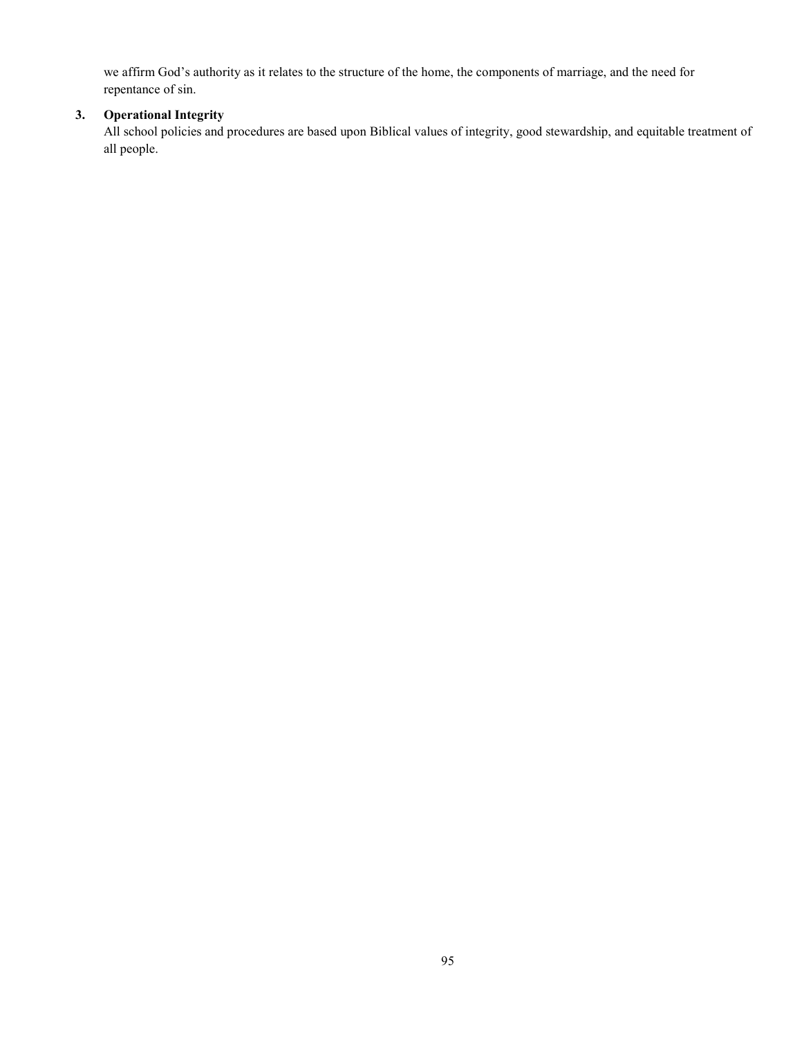we affirm God's authority as it relates to the structure of the home, the components of marriage, and the need for repentance of sin.

3. **Operational Integrity**
   All school policies and procedures are based upon Biblical values of integrity, good stewardship, and equitable treatment of all people.